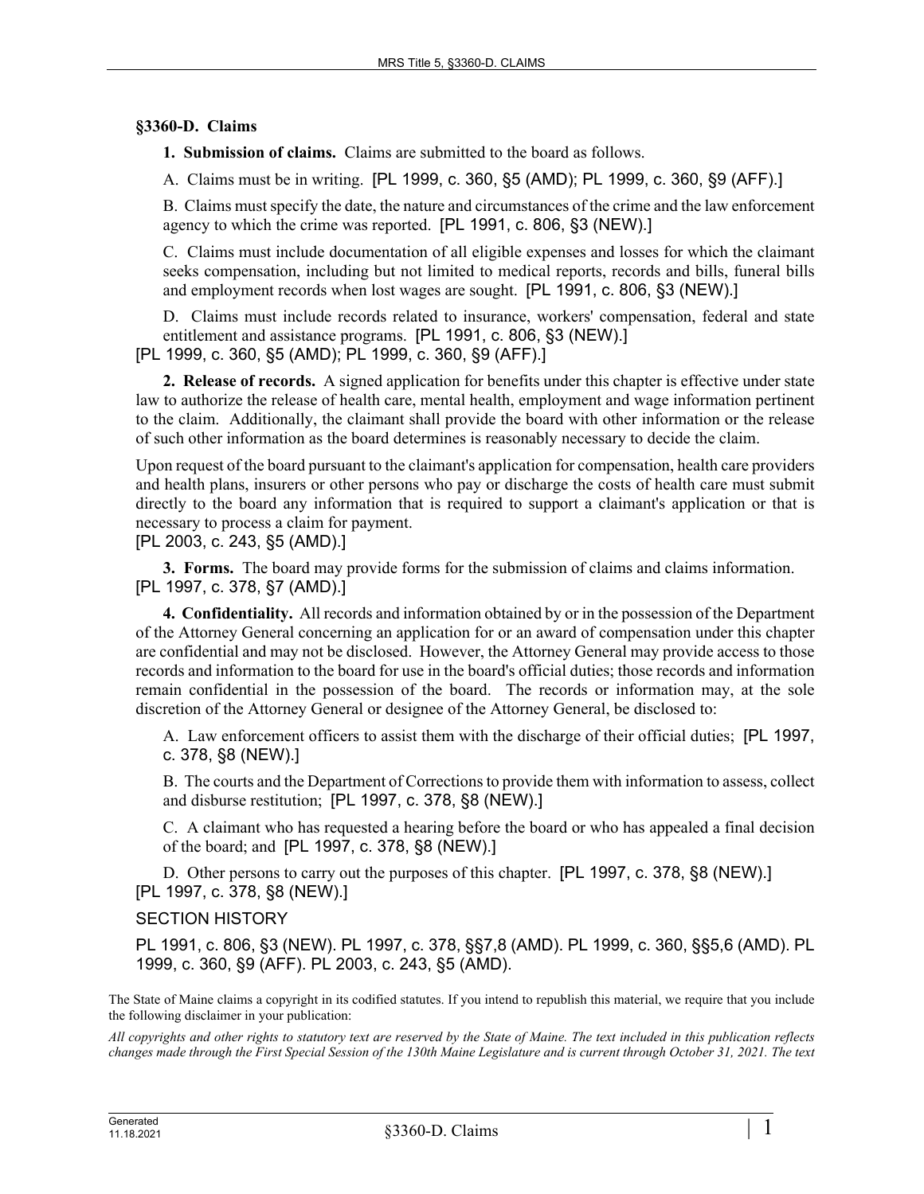## §3360-D. Claims

**1. Submission of claims.** Claims are submitted to the board as follows.

A. Claims must be in writing. [PL 1999, c. 360, §5 (AMD); PL 1999, c. 360, §9 (AFF).]

B. Claims must specify the date, the nature and circumstances of the crime and the law enforcement agency to which the crime was reported. [PL 1991, c. 806, §3 (NEW).]

C. Claims must include documentation of all eligible expenses and losses for which the claimant seeks compensation, including but not limited to medical reports, records and bills, funeral bills and employment records when lost wages are sought. [PL 1991, c. 806, §3 (NEW).]

D. Claims must include records related to insurance, workers' compensation, federal and state entitlement and assistance programs. [PL 1991, c. 806, §3 (NEW).]

[PL 1999, c. 360, §5 (AMD); PL 1999, c. 360, §9 (AFF).]

**2. Release of records.** A signed application for benefits under this chapter is effective under state law to authorize the release of health care, mental health, employment and wage information pertinent to the claim. Additionally, the claimant shall provide the board with other information or the release of such other information as the board determines is reasonably necessary to decide the claim.

Upon request of the board pursuant to the claimant's application for compensation, health care providers and health plans, insurers or other persons who pay or discharge the costs of health care must submit directly to the board any information that is required to support a claimant's application or that is necessary to process a claim for payment.

[PL 2003, c. 243, §5 (AMD).]

**3. Forms.** The board may provide forms for the submission of claims and claims information.

[PL 1997, c. 378, §7 (AMD).]

**4. Confidentiality.** All records and information obtained by or in the possession of the Department of the Attorney General concerning an application for or an award of compensation under this chapter are confidential and may not be disclosed. However, the Attorney General may provide access to those records and information to the board for use in the board's official duties; those records and information remain confidential in the possession of the board. The records or information may, at the sole discretion of the Attorney General or designee of the Attorney General, be disclosed to:

A. Law enforcement officers to assist them with the discharge of their official duties; [PL 1997, c. 378, §8 (NEW).]

B. The courts and the Department of Corrections to provide them with information to assess, collect and disburse restitution; [PL 1997, c. 378, §8 (NEW).]

C. A claimant who has requested a hearing before the board or who has appealed a final decision of the board; and [PL 1997, c. 378, §8 (NEW).]

D. Other persons to carry out the purposes of this chapter. [PL 1997, c. 378, §8 (NEW).]

[PL 1997, c. 378, §8 (NEW).]

SECTION HISTORY

PL 1991, c. 806, §3 (NEW). PL 1997, c. 378, §§7,8 (AMD). PL 1999, c. 360, §§5,6 (AMD). PL 1999, c. 360, §9 (AFF). PL 2003, c. 243, §5 (AMD).

The State of Maine claims a copyright in its codified statutes. If you intend to republish this material, we require that you include the following disclaimer in your publication:

*All copyrights and other rights to statutory text are reserved by the State of Maine. The text included in this publication reflects changes made through the First Special Session of the 130th Maine Legislature and is current through October 31, 2021. The text*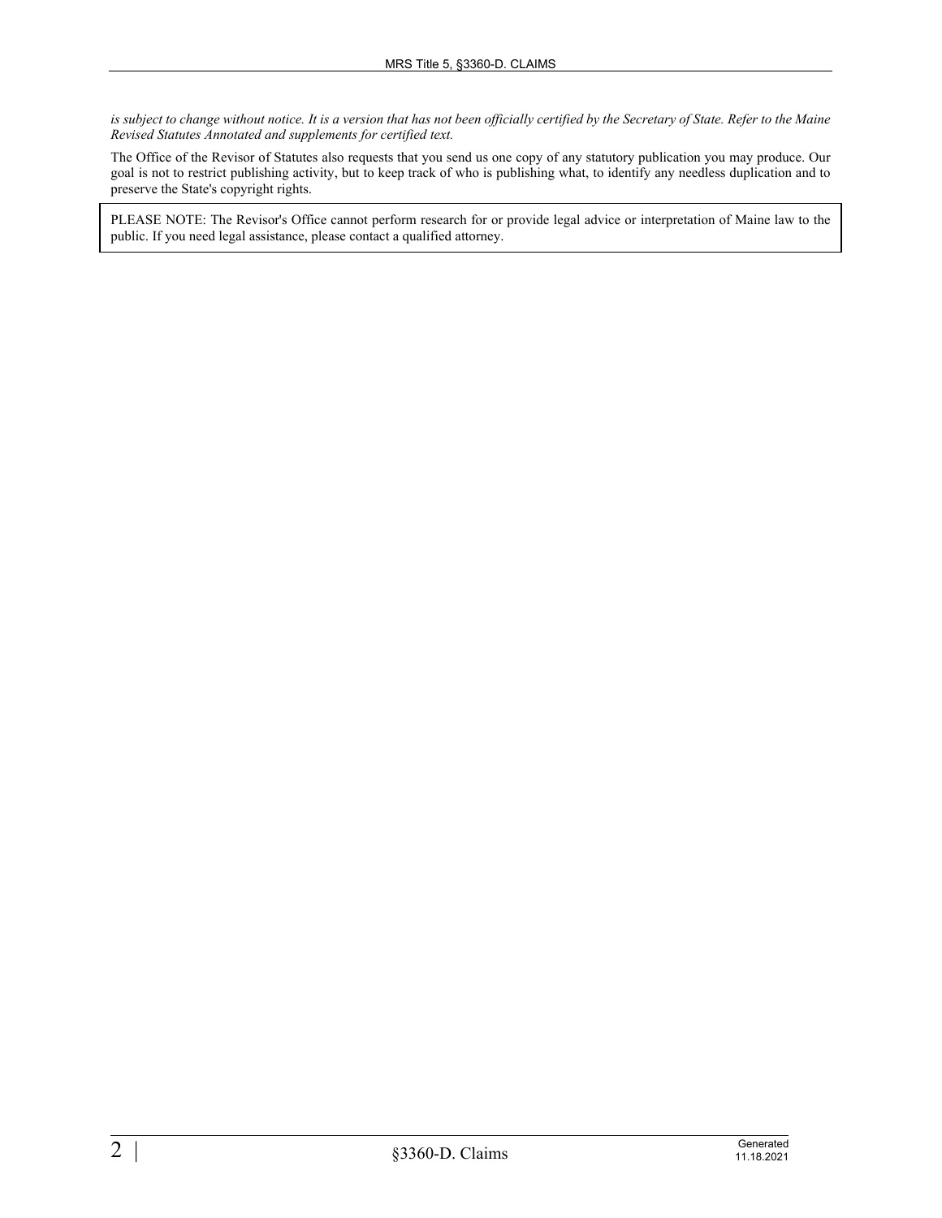*is subject to change without notice. It is a version that has not been officially certified by the Secretary of State. Refer to the Maine Revised Statutes Annotated and supplements for certified text.*

The Office of the Revisor of Statutes also requests that you send us one copy of any statutory publication you may produce. Our goal is not to restrict publishing activity, but to keep track of who is publishing what, to identify any needless duplication and to preserve the State's copyright rights.

PLEASE NOTE: The Revisor's Office cannot perform research for or provide legal advice or interpretation of Maine law to the public. If you need legal assistance, please contact a qualified attorney.